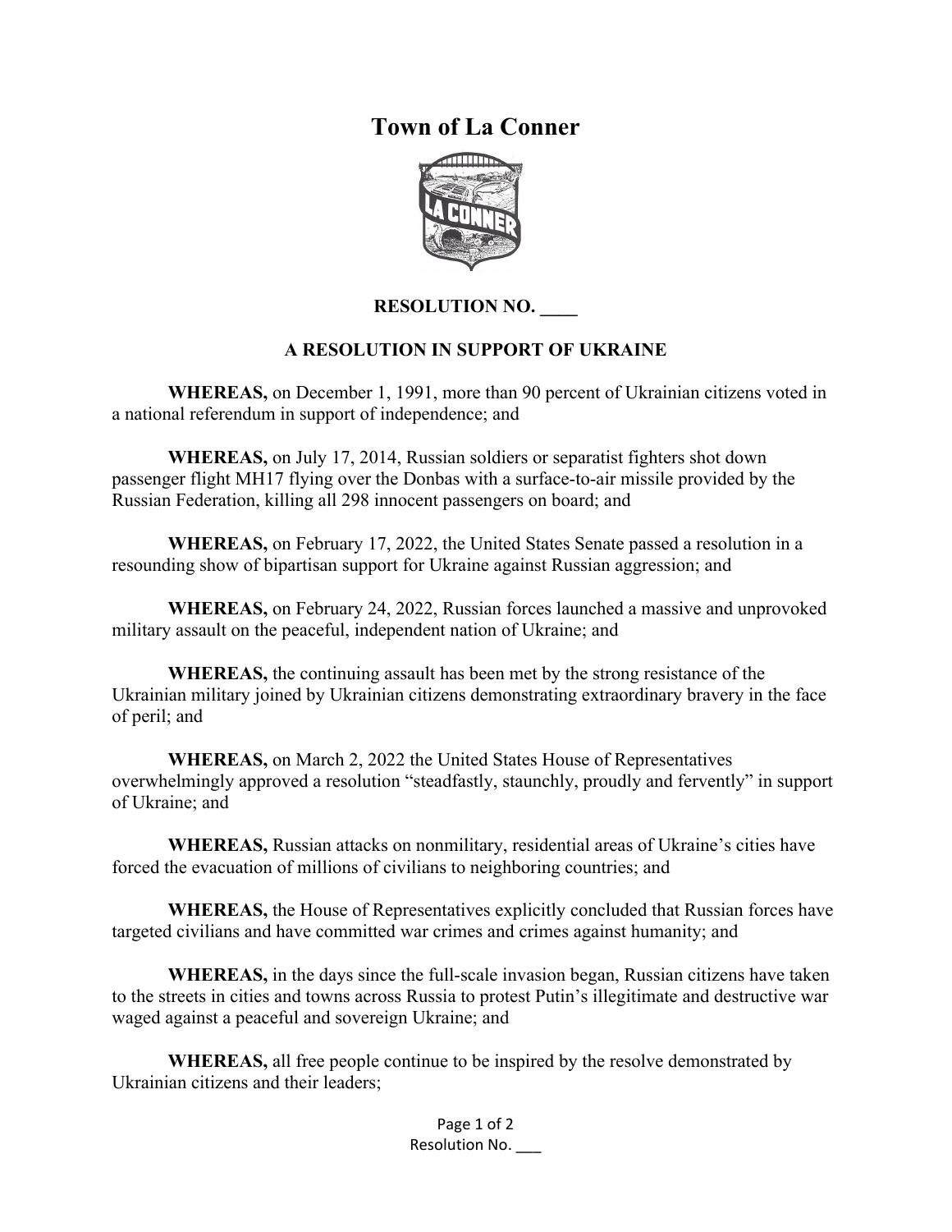# Town of La Conner

## RESOLUTION NO. ____

## A RESOLUTION IN SUPPORT OF UKRAINE

**WHEREAS,** on December 1, 1991, more than 90 percent of Ukrainian citizens voted in a national referendum in support of independence; and

**WHEREAS,** on July 17, 2014, Russian soldiers or separatist fighters shot down passenger flight MH17 flying over the Donbas with a surface-to-air missile provided by the Russian Federation, killing all 298 innocent passengers on board; and

**WHEREAS,** on February 17, 2022, the United States Senate passed a resolution in a resounding show of bipartisan support for Ukraine against Russian aggression; and

**WHEREAS,** on February 24, 2022, Russian forces launched a massive and unprovoked military assault on the peaceful, independent nation of Ukraine; and

**WHEREAS,** the continuing assault has been met by the strong resistance of the Ukrainian military joined by Ukrainian citizens demonstrating extraordinary bravery in the face of peril; and

**WHEREAS,** on March 2, 2022 the United States House of Representatives overwhelmingly approved a resolution "steadfastly, staunchly, proudly and fervently" in support of Ukraine; and

**WHEREAS,** Russian attacks on nonmilitary, residential areas of Ukraine's cities have forced the evacuation of millions of civilians to neighboring countries; and

**WHEREAS,** the House of Representatives explicitly concluded that Russian forces have targeted civilians and have committed war crimes and crimes against humanity; and

**WHEREAS,** in the days since the full-scale invasion began, Russian citizens have taken to the streets in cities and towns across Russia to protest Putin's illegitimate and destructive war waged against a peaceful and sovereign Ukraine; and

**WHEREAS,** all free people continue to be inspired by the resolve demonstrated by Ukrainian citizens and their leaders;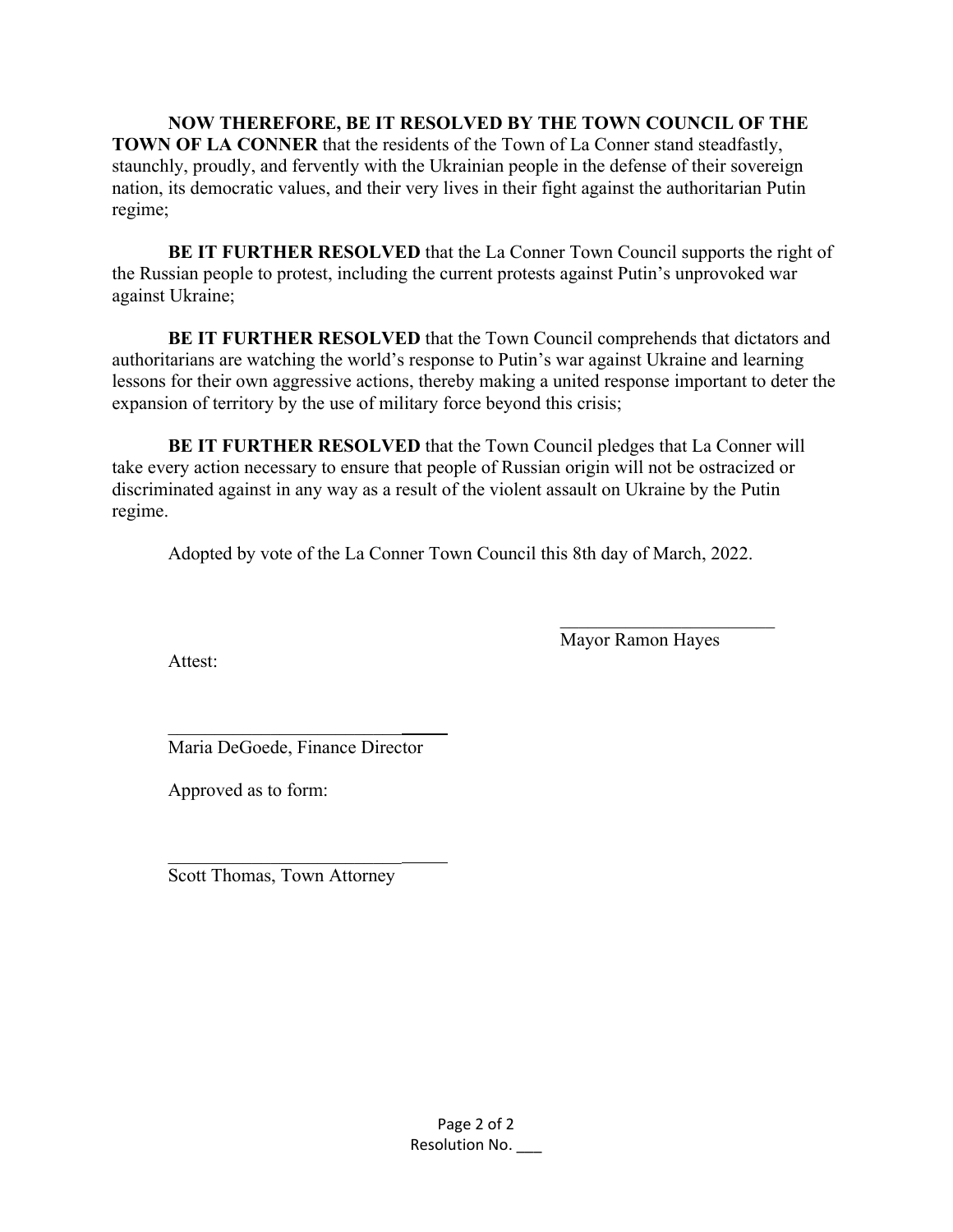**NOW THEREFORE, BE IT RESOLVED BY THE TOWN COUNCIL OF THE TOWN OF LA CONNER** that the residents of the Town of La Conner stand steadfastly, staunchly, proudly, and fervently with the Ukrainian people in the defense of their sovereign nation, its democratic values, and their very lives in their fight against the authoritarian Putin regime;

**BE IT FURTHER RESOLVED** that the La Conner Town Council supports the right of the Russian people to protest, including the current protests against Putin's unprovoked war against Ukraine;

**BE IT FURTHER RESOLVED** that the Town Council comprehends that dictators and authoritarians are watching the world's response to Putin's war against Ukraine and learning lessons for their own aggressive actions, thereby making a united response important to deter the expansion of territory by the use of military force beyond this crisis;

**BE IT FURTHER RESOLVED** that the Town Council pledges that La Conner will take every action necessary to ensure that people of Russian origin will not be ostracized or discriminated against in any way as a result of the violent assault on Ukraine by the Putin regime.

Adopted by vote of the La Conner Town Council this 8th day of March, 2022.

\_\_\_\_\_\_\_\_\_\_\_\_\_\_\_\_\_\_\_\_\_\_\_\_
Mayor Ramon Hayes

Attest:

\_\_\_\_\_\_\_\_\_\_\_\_\_\_\_\_\_\_\_\_\_\_\_\_\_\_\_\_\_\_
Maria DeGoede, Finance Director

Approved as to form:

\_\_\_\_\_\_\_\_\_\_\_\_\_\_\_\_\_\_\_\_\_\_\_\_\_\_\_\_\_\_
Scott Thomas, Town Attorney